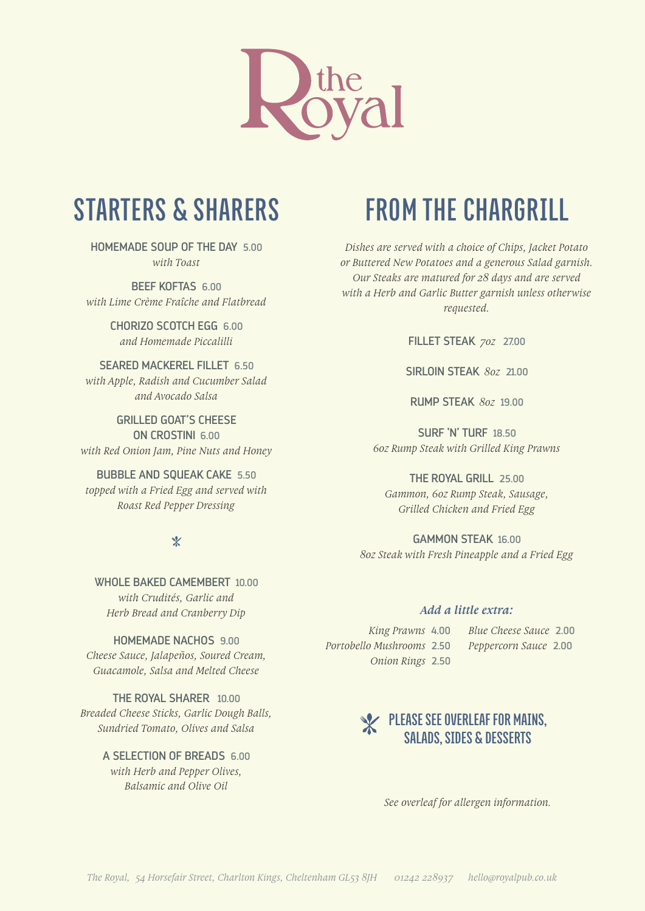# the Royal

## STARTERS & SHARERS

**HOMEMADE SOUP OF THE DAY** 5.00
*with Toast*

**BEEF KOFTAS** 6.00
*with Lime Crème Fraîche and Flatbread*

**CHORIZO SCOTCH EGG** 6.00
*and Homemade Piccalilli*

**SEARED MACKEREL FILLET** 6.50
*with Apple, Radish and Cucumber Salad and Avocado Salsa*

**GRILLED GOAT'S CHEESE ON CROSTINI** 6.00
*with Red Onion Jam, Pine Nuts and Honey*

**BUBBLE AND SQUEAK CAKE** 5.50
*topped with a Fried Egg and served with Roast Red Pepper Dressing*

*

**WHOLE BAKED CAMEMBERT** 10.00
*with Crudités, Garlic and Herb Bread and Cranberry Dip*

**HOMEMADE NACHOS** 9.00
*Cheese Sauce, Jalapeños, Soured Cream, Guacamole, Salsa and Melted Cheese*

**THE ROYAL SHARER** 10.00
*Breaded Cheese Sticks, Garlic Dough Balls, Sundried Tomato, Olives and Salsa*

**A SELECTION OF BREADS** 6.00
*with Herb and Pepper Olives, Balsamic and Olive Oil*

## FROM THE CHARGRILL

*Dishes are served with a choice of Chips, Jacket Potato or Buttered New Potatoes and a generous Salad garnish. Our Steaks are matured for 28 days and are served with a Herb and Garlic Butter garnish unless otherwise requested.*

**FILLET STEAK** *7oz* 27.00

**SIRLOIN STEAK** *8oz* 21.00

**RUMP STEAK** *8oz* 19.00

**SURF 'N' TURF** 18.50
*6oz Rump Steak with Grilled King Prawns*

**THE ROYAL GRILL** 25.00
*Gammon, 6oz Rump Steak, Sausage, Grilled Chicken and Fried Egg*

**GAMMON STEAK** 16.00
*8oz Steak with Fresh Pineapple and a Fried Egg*

### *Add a little extra:*

*King Prawns* 4.00
*Portobello Mushrooms* 2.50
*Onion Rings* 2.50
*Blue Cheese Sauce* 2.00
*Peppercorn Sauce* 2.00

**PLEASE SEE OVERLEAF FOR MAINS, SALADS, SIDES & DESSERTS**

*See overleaf for allergen information.*

*The Royal, 54 Horsefair Street, Charlton Kings, Cheltenham GL53 8JH 01242 228937 hello@royalpub.co.uk*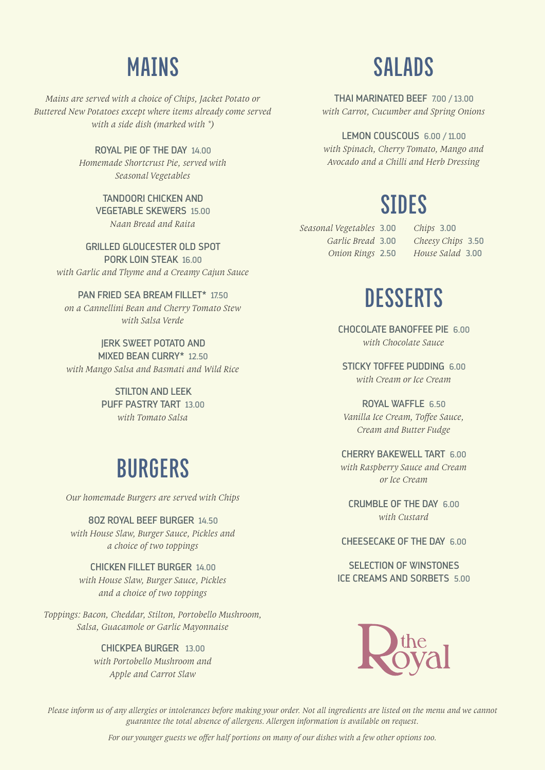# MAINS

*Mains are served with a choice of Chips, Jacket Potato or Buttered New Potatoes except where items already come served with a side dish (marked with \*)*

**ROYAL PIE OF THE DAY** 14.00
*Homemade Shortcrust Pie, served with Seasonal Vegetables*

**TANDOORI CHICKEN AND VEGETABLE SKEWERS** 15.00
*Naan Bread and Raita*

**GRILLED GLOUCESTER OLD SPOT PORK LOIN STEAK** 16.00
*with Garlic and Thyme and a Creamy Cajun Sauce*

**PAN FRIED SEA BREAM FILLET*** 17.50
*on a Cannellini Bean and Cherry Tomato Stew with Salsa Verde*

**JERK SWEET POTATO AND MIXED BEAN CURRY*** 12.50
*with Mango Salsa and Basmati and Wild Rice*

**STILTON AND LEEK PUFF PASTRY TART** 13.00
*with Tomato Salsa*

# BURGERS

*Our homemade Burgers are served with Chips*

**8OZ ROYAL BEEF BURGER** 14.50
*with House Slaw, Burger Sauce, Pickles and a choice of two toppings*

**CHICKEN FILLET BURGER** 14.00
*with House Slaw, Burger Sauce, Pickles and a choice of two toppings*

*Toppings: Bacon, Cheddar, Stilton, Portobello Mushroom, Salsa, Guacamole or Garlic Mayonnaise*

**CHICKPEA BURGER** 13.00
*with Portobello Mushroom and Apple and Carrot Slaw*

# SALADS

**THAI MARINATED BEEF** 7.00 / 13.00
*with Carrot, Cucumber and Spring Onions*

**LEMON COUSCOUS** 6.00 / 11.00
*with Spinach, Cherry Tomato, Mango and Avocado and a Chilli and Herb Dressing*

# SIDES

*Seasonal Vegetables* 3.00
*Garlic Bread* 3.00
*Onion Rings* 2.50
*Chips* 3.00
*Cheesy Chips* 3.50
*House Salad* 3.00

# DESSERTS

**CHOCOLATE BANOFFEE PIE** 6.00
*with Chocolate Sauce*

**STICKY TOFFEE PUDDING** 6.00
*with Cream or Ice Cream*

**ROYAL WAFFLE** 6.50
*Vanilla Ice Cream, Toffee Sauce, Cream and Butter Fudge*

**CHERRY BAKEWELL TART** 6.00
*with Raspberry Sauce and Cream or Ice Cream*

**CRUMBLE OF THE DAY** 6.00
*with Custard*

**CHEESECAKE OF THE DAY** 6.00

**SELECTION OF WINSTONES ICE CREAMS AND SORBETS** 5.00

the Royal

*Please inform us of any allergies or intolerances before making your order. Not all ingredients are listed on the menu and we cannot guarantee the total absence of allergens. Allergen information is available on request.*

*For our younger guests we offer half portions on many of our dishes with a few other options too.*